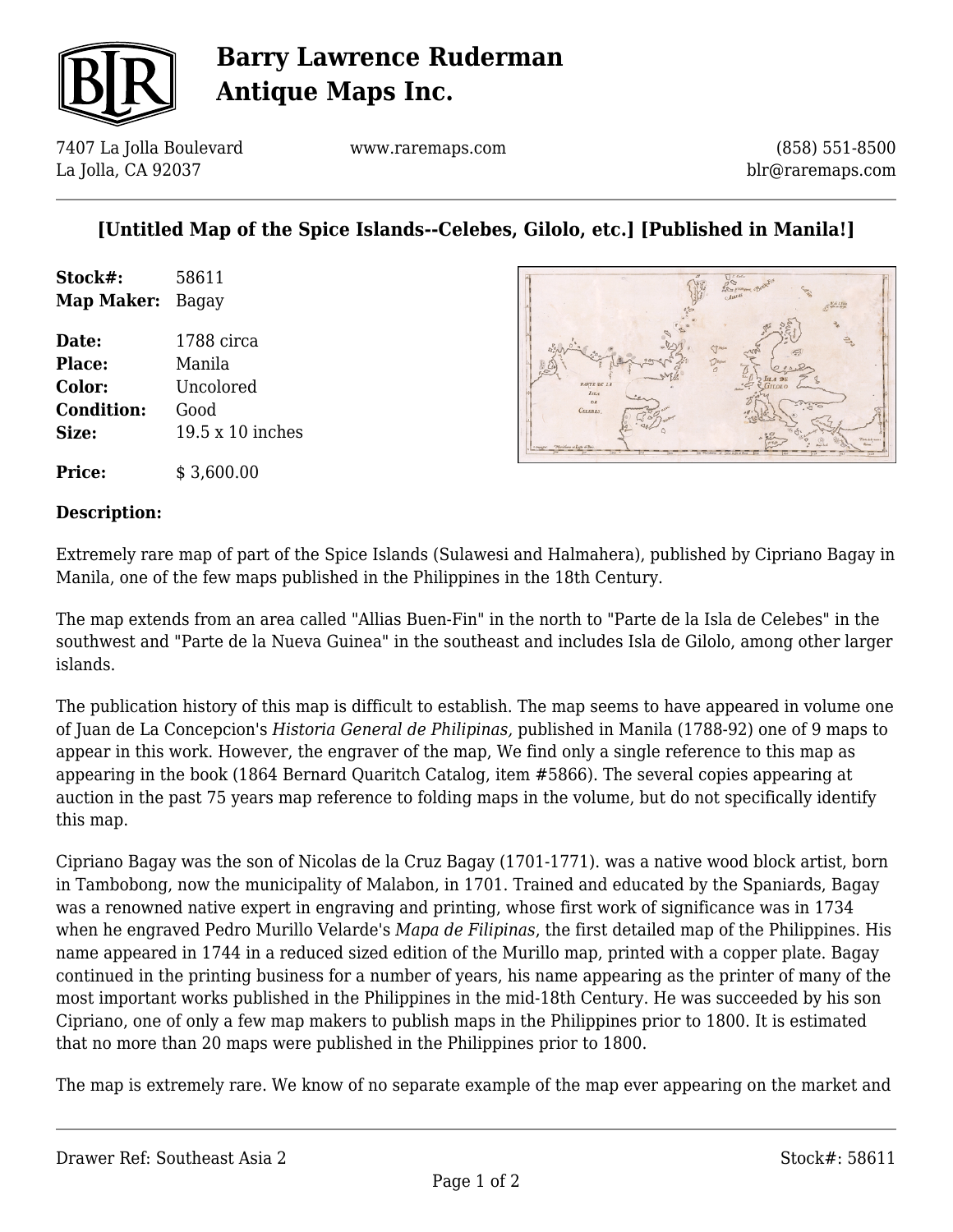# Barry Lawrence Ruderman Antique Maps Inc.

7407 La Jolla Boulevard
La Jolla, CA 92037

www.raremaps.com

(858) 551-8500
blr@raremaps.com

## [Untitled Map of the Spice Islands--Celebes, Gilolo, etc.] [Published in Manila!]

**Stock#:** 58611
**Map Maker:** Bagay

**Date:** 1788 circa
**Place:** Manila
**Color:** Uncolored
**Condition:** Good
**Size:** 19.5 x 10 inches

**Price:** $ 3,600.00

### Description:

Extremely rare map of part of the Spice Islands (Sulawesi and Halmahera), published by Cipriano Bagay in Manila, one of the few maps published in the Philippines in the 18th Century.

The map extends from an area called "Allias Buen-Fin" in the north to "Parte de la Isla de Celebes" in the southwest and "Parte de la Nueva Guinea" in the southeast and includes Isla de Gilolo, among other larger islands.

The publication history of this map is difficult to establish. The map seems to have appeared in volume one of Juan de La Concepcion's *Historia General de Philipinas,* published in Manila (1788-92) one of 9 maps to appear in this work. However, the engraver of the map, We find only a single reference to this map as appearing in the book (1864 Bernard Quaritch Catalog, item #5866). The several copies appearing at auction in the past 75 years map reference to folding maps in the volume, but do not specifically identify this map.

Cipriano Bagay was the son of Nicolas de la Cruz Bagay (1701-1771). was a native wood block artist, born in Tambobong, now the municipality of Malabon, in 1701. Trained and educated by the Spaniards, Bagay was a renowned native expert in engraving and printing, whose first work of significance was in 1734 when he engraved Pedro Murillo Velarde's *Mapa de Filipinas*, the first detailed map of the Philippines. His name appeared in 1744 in a reduced sized edition of the Murillo map, printed with a copper plate. Bagay continued in the printing business for a number of years, his name appearing as the printer of many of the most important works published in the Philippines in the mid-18th Century. He was succeeded by his son Cipriano, one of only a few map makers to publish maps in the Philippines prior to 1800. It is estimated that no more than 20 maps were published in the Philippines prior to 1800.

The map is extremely rare. We know of no separate example of the map ever appearing on the market and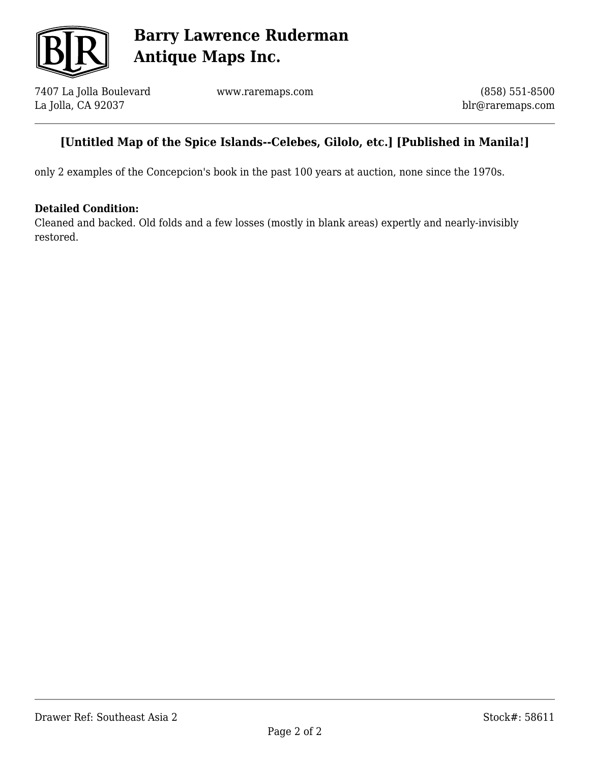only 2 examples of the Concepcion's book in the past 100 years at auction, none since the 1970s.

**Detailed Condition:**
Cleaned and backed. Old folds and a few losses (mostly in blank areas) expertly and nearly-invisibly restored.